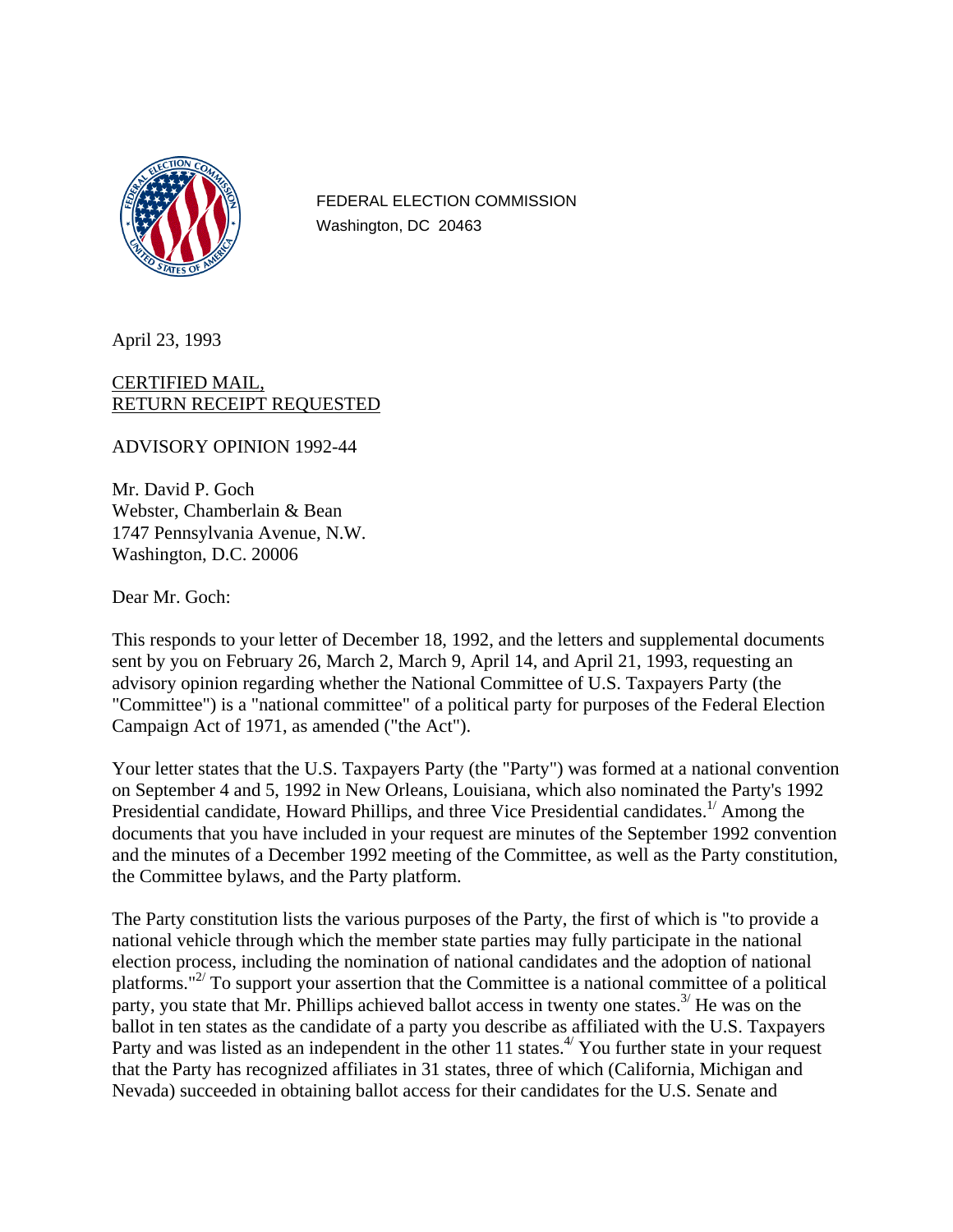FEDERAL ELECTION COMMISSION
Washington, DC 20463

April 23, 1993

CERTIFIED MAIL,
RETURN RECEIPT REQUESTED

ADVISORY OPINION 1992-44

Mr. David P. Goch
Webster, Chamberlain & Bean
1747 Pennsylvania Avenue, N.W.
Washington, D.C. 20006

Dear Mr. Goch:

This responds to your letter of December 18, 1992, and the letters and supplemental documents sent by you on February 26, March 2, March 9, April 14, and April 21, 1993, requesting an advisory opinion regarding whether the National Committee of U.S. Taxpayers Party (the "Committee") is a "national committee" of a political party for purposes of the Federal Election Campaign Act of 1971, as amended ("the Act").

Your letter states that the U.S. Taxpayers Party (the "Party") was formed at a national convention on September 4 and 5, 1992 in New Orleans, Louisiana, which also nominated the Party's 1992 Presidential candidate, Howard Phillips, and three Vice Presidential candidates.[1/] Among the documents that you have included in your request are minutes of the September 1992 convention and the minutes of a December 1992 meeting of the Committee, as well as the Party constitution, the Committee bylaws, and the Party platform.

The Party constitution lists the various purposes of the Party, the first of which is "to provide a national vehicle through which the member state parties may fully participate in the national election process, including the nomination of national candidates and the adoption of national platforms."[2/] To support your assertion that the Committee is a national committee of a political party, you state that Mr. Phillips achieved ballot access in twenty one states.[3/] He was on the ballot in ten states as the candidate of a party you describe as affiliated with the U.S. Taxpayers Party and was listed as an independent in the other 11 states.[4/] You further state in your request that the Party has recognized affiliates in 31 states, three of which (California, Michigan and Nevada) succeeded in obtaining ballot access for their candidates for the U.S. Senate and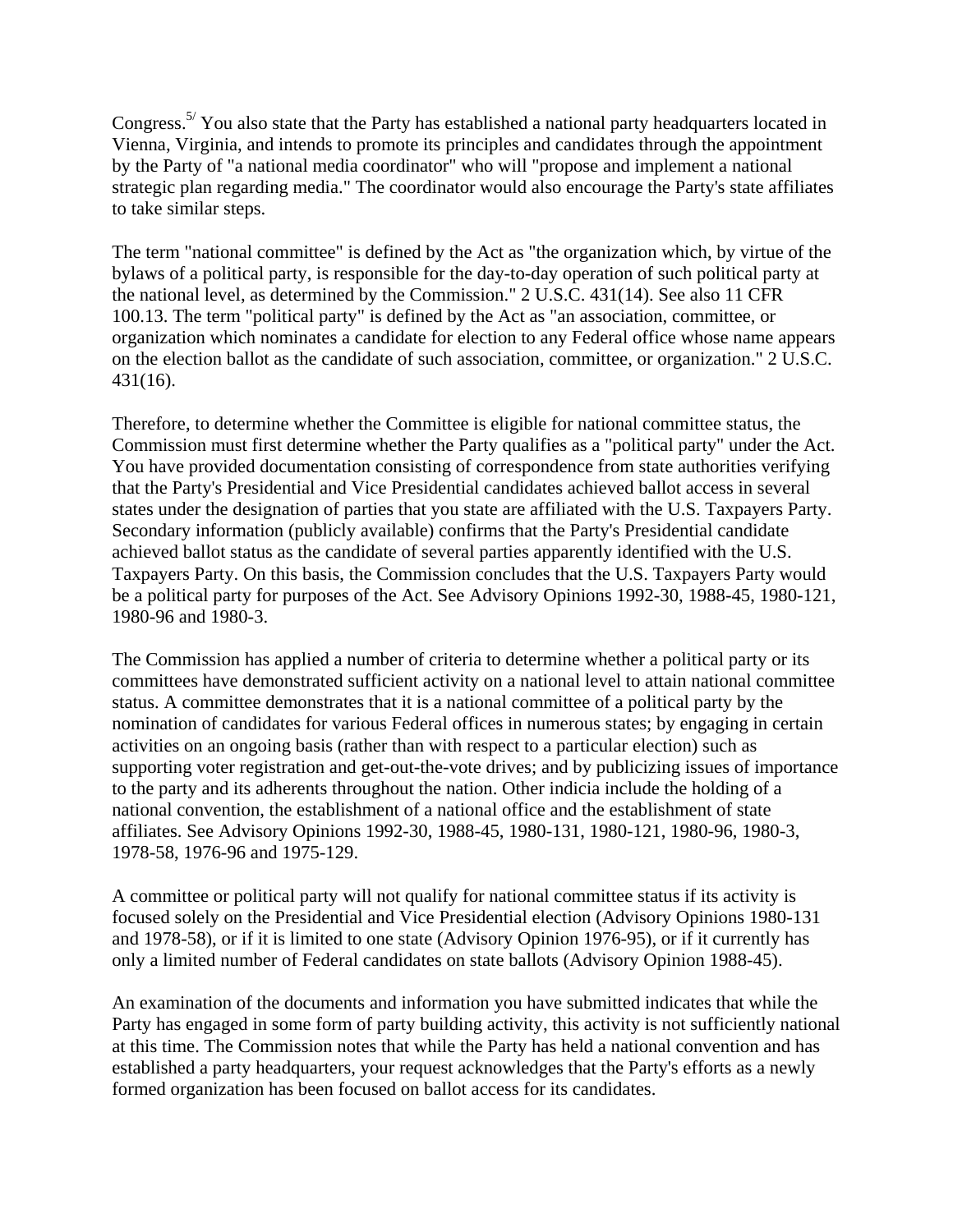Congress.[5/] You also state that the Party has established a national party headquarters located in Vienna, Virginia, and intends to promote its principles and candidates through the appointment by the Party of "a national media coordinator" who will "propose and implement a national strategic plan regarding media." The coordinator would also encourage the Party's state affiliates to take similar steps.

The term "national committee" is defined by the Act as "the organization which, by virtue of the bylaws of a political party, is responsible for the day-to-day operation of such political party at the national level, as determined by the Commission." 2 U.S.C. 431(14). See also 11 CFR 100.13. The term "political party" is defined by the Act as "an association, committee, or organization which nominates a candidate for election to any Federal office whose name appears on the election ballot as the candidate of such association, committee, or organization." 2 U.S.C. 431(16).

Therefore, to determine whether the Committee is eligible for national committee status, the Commission must first determine whether the Party qualifies as a "political party" under the Act. You have provided documentation consisting of correspondence from state authorities verifying that the Party's Presidential and Vice Presidential candidates achieved ballot access in several states under the designation of parties that you state are affiliated with the U.S. Taxpayers Party. Secondary information (publicly available) confirms that the Party's Presidential candidate achieved ballot status as the candidate of several parties apparently identified with the U.S. Taxpayers Party. On this basis, the Commission concludes that the U.S. Taxpayers Party would be a political party for purposes of the Act. See Advisory Opinions 1992-30, 1988-45, 1980-121, 1980-96 and 1980-3.

The Commission has applied a number of criteria to determine whether a political party or its committees have demonstrated sufficient activity on a national level to attain national committee status. A committee demonstrates that it is a national committee of a political party by the nomination of candidates for various Federal offices in numerous states; by engaging in certain activities on an ongoing basis (rather than with respect to a particular election) such as supporting voter registration and get-out-the-vote drives; and by publicizing issues of importance to the party and its adherents throughout the nation. Other indicia include the holding of a national convention, the establishment of a national office and the establishment of state affiliates. See Advisory Opinions 1992-30, 1988-45, 1980-131, 1980-121, 1980-96, 1980-3, 1978-58, 1976-96 and 1975-129.

A committee or political party will not qualify for national committee status if its activity is focused solely on the Presidential and Vice Presidential election (Advisory Opinions 1980-131 and 1978-58), or if it is limited to one state (Advisory Opinion 1976-95), or if it currently has only a limited number of Federal candidates on state ballots (Advisory Opinion 1988-45).

An examination of the documents and information you have submitted indicates that while the Party has engaged in some form of party building activity, this activity is not sufficiently national at this time. The Commission notes that while the Party has held a national convention and has established a party headquarters, your request acknowledges that the Party's efforts as a newly formed organization has been focused on ballot access for its candidates.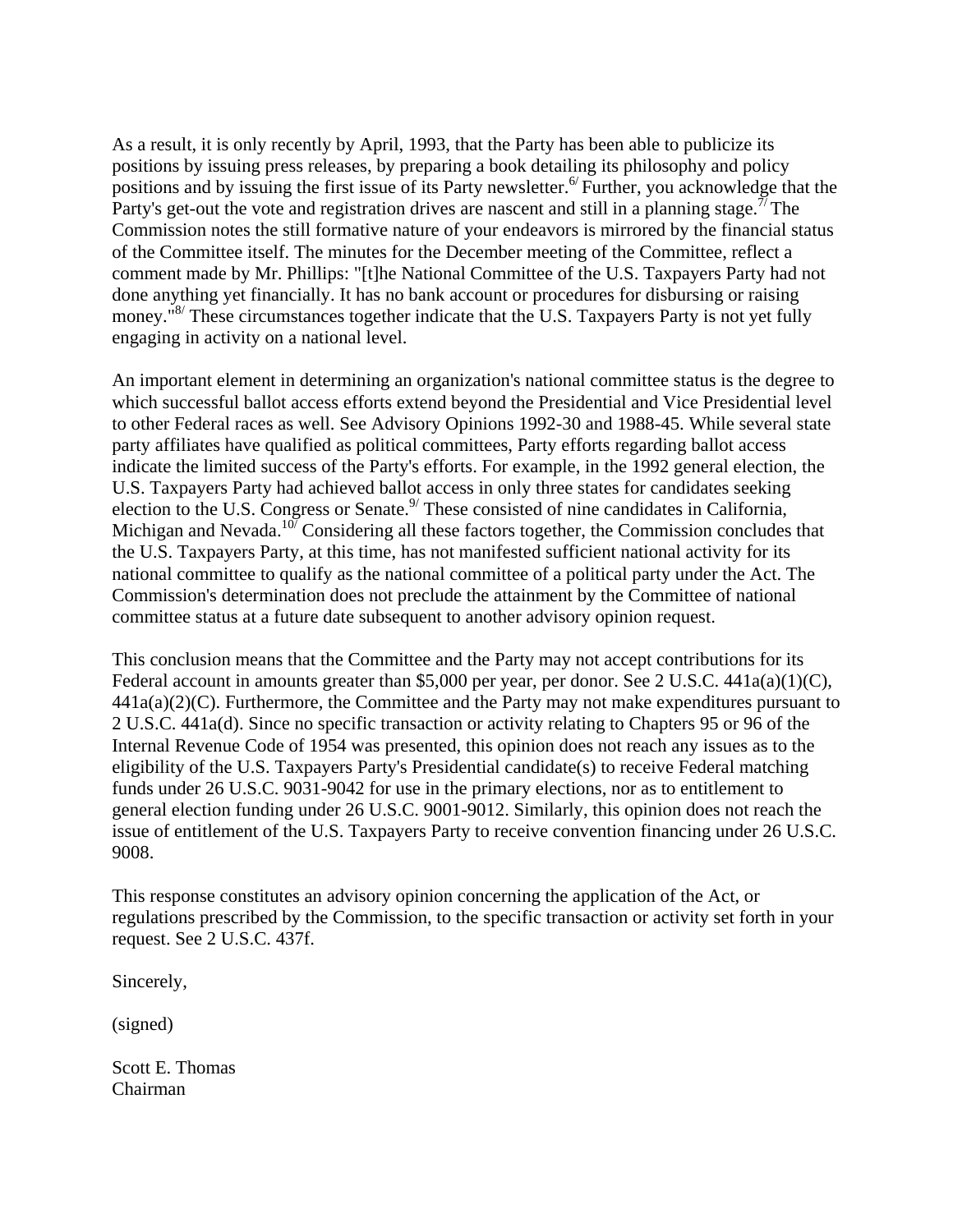As a result, it is only recently by April, 1993, that the Party has been able to publicize its positions by issuing press releases, by preparing a book detailing its philosophy and policy positions and by issuing the first issue of its Party newsletter.[6/] Further, you acknowledge that the Party's get-out the vote and registration drives are nascent and still in a planning stage.[7/] The Commission notes the still formative nature of your endeavors is mirrored by the financial status of the Committee itself. The minutes for the December meeting of the Committee, reflect a comment made by Mr. Phillips: "[t]he National Committee of the U.S. Taxpayers Party had not done anything yet financially. It has no bank account or procedures for disbursing or raising money."[8/] These circumstances together indicate that the U.S. Taxpayers Party is not yet fully engaging in activity on a national level.

An important element in determining an organization's national committee status is the degree to which successful ballot access efforts extend beyond the Presidential and Vice Presidential level to other Federal races as well. See Advisory Opinions 1992-30 and 1988-45. While several state party affiliates have qualified as political committees, Party efforts regarding ballot access indicate the limited success of the Party's efforts. For example, in the 1992 general election, the U.S. Taxpayers Party had achieved ballot access in only three states for candidates seeking election to the U.S. Congress or Senate.[9/] These consisted of nine candidates in California, Michigan and Nevada.[10/] Considering all these factors together, the Commission concludes that the U.S. Taxpayers Party, at this time, has not manifested sufficient national activity for its national committee to qualify as the national committee of a political party under the Act. The Commission's determination does not preclude the attainment by the Committee of national committee status at a future date subsequent to another advisory opinion request.

This conclusion means that the Committee and the Party may not accept contributions for its Federal account in amounts greater than $5,000 per year, per donor. See 2 U.S.C. 441a(a)(1)(C), 441a(a)(2)(C). Furthermore, the Committee and the Party may not make expenditures pursuant to 2 U.S.C. 441a(d). Since no specific transaction or activity relating to Chapters 95 or 96 of the Internal Revenue Code of 1954 was presented, this opinion does not reach any issues as to the eligibility of the U.S. Taxpayers Party's Presidential candidate(s) to receive Federal matching funds under 26 U.S.C. 9031-9042 for use in the primary elections, nor as to entitlement to general election funding under 26 U.S.C. 9001-9012. Similarly, this opinion does not reach the issue of entitlement of the U.S. Taxpayers Party to receive convention financing under 26 U.S.C. 9008.

This response constitutes an advisory opinion concerning the application of the Act, or regulations prescribed by the Commission, to the specific transaction or activity set forth in your request. See 2 U.S.C. 437f.

Sincerely,

(signed)

Scott E. Thomas
Chairman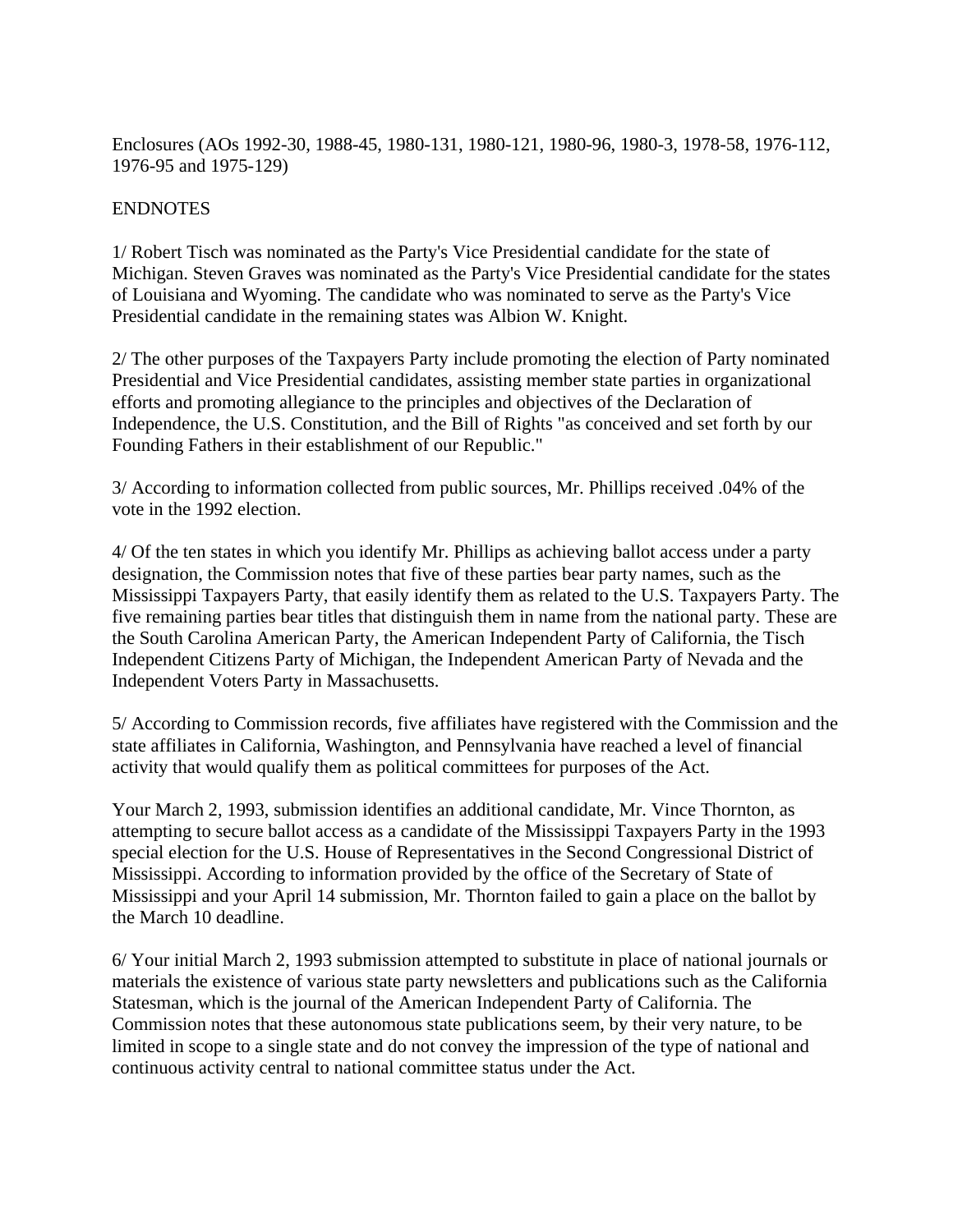Enclosures (AOs 1992-30, 1988-45, 1980-131, 1980-121, 1980-96, 1980-3, 1978-58, 1976-112, 1976-95 and 1975-129)

ENDNOTES

1/ Robert Tisch was nominated as the Party's Vice Presidential candidate for the state of Michigan. Steven Graves was nominated as the Party's Vice Presidential candidate for the states of Louisiana and Wyoming. The candidate who was nominated to serve as the Party's Vice Presidential candidate in the remaining states was Albion W. Knight.

2/ The other purposes of the Taxpayers Party include promoting the election of Party nominated Presidential and Vice Presidential candidates, assisting member state parties in organizational efforts and promoting allegiance to the principles and objectives of the Declaration of Independence, the U.S. Constitution, and the Bill of Rights "as conceived and set forth by our Founding Fathers in their establishment of our Republic."

3/ According to information collected from public sources, Mr. Phillips received .04% of the vote in the 1992 election.

4/ Of the ten states in which you identify Mr. Phillips as achieving ballot access under a party designation, the Commission notes that five of these parties bear party names, such as the Mississippi Taxpayers Party, that easily identify them as related to the U.S. Taxpayers Party. The five remaining parties bear titles that distinguish them in name from the national party. These are the South Carolina American Party, the American Independent Party of California, the Tisch Independent Citizens Party of Michigan, the Independent American Party of Nevada and the Independent Voters Party in Massachusetts.

5/ According to Commission records, five affiliates have registered with the Commission and the state affiliates in California, Washington, and Pennsylvania have reached a level of financial activity that would qualify them as political committees for purposes of the Act.

Your March 2, 1993, submission identifies an additional candidate, Mr. Vince Thornton, as attempting to secure ballot access as a candidate of the Mississippi Taxpayers Party in the 1993 special election for the U.S. House of Representatives in the Second Congressional District of Mississippi. According to information provided by the office of the Secretary of State of Mississippi and your April 14 submission, Mr. Thornton failed to gain a place on the ballot by the March 10 deadline.

6/ Your initial March 2, 1993 submission attempted to substitute in place of national journals or materials the existence of various state party newsletters and publications such as the California Statesman, which is the journal of the American Independent Party of California. The Commission notes that these autonomous state publications seem, by their very nature, to be limited in scope to a single state and do not convey the impression of the type of national and continuous activity central to national committee status under the Act.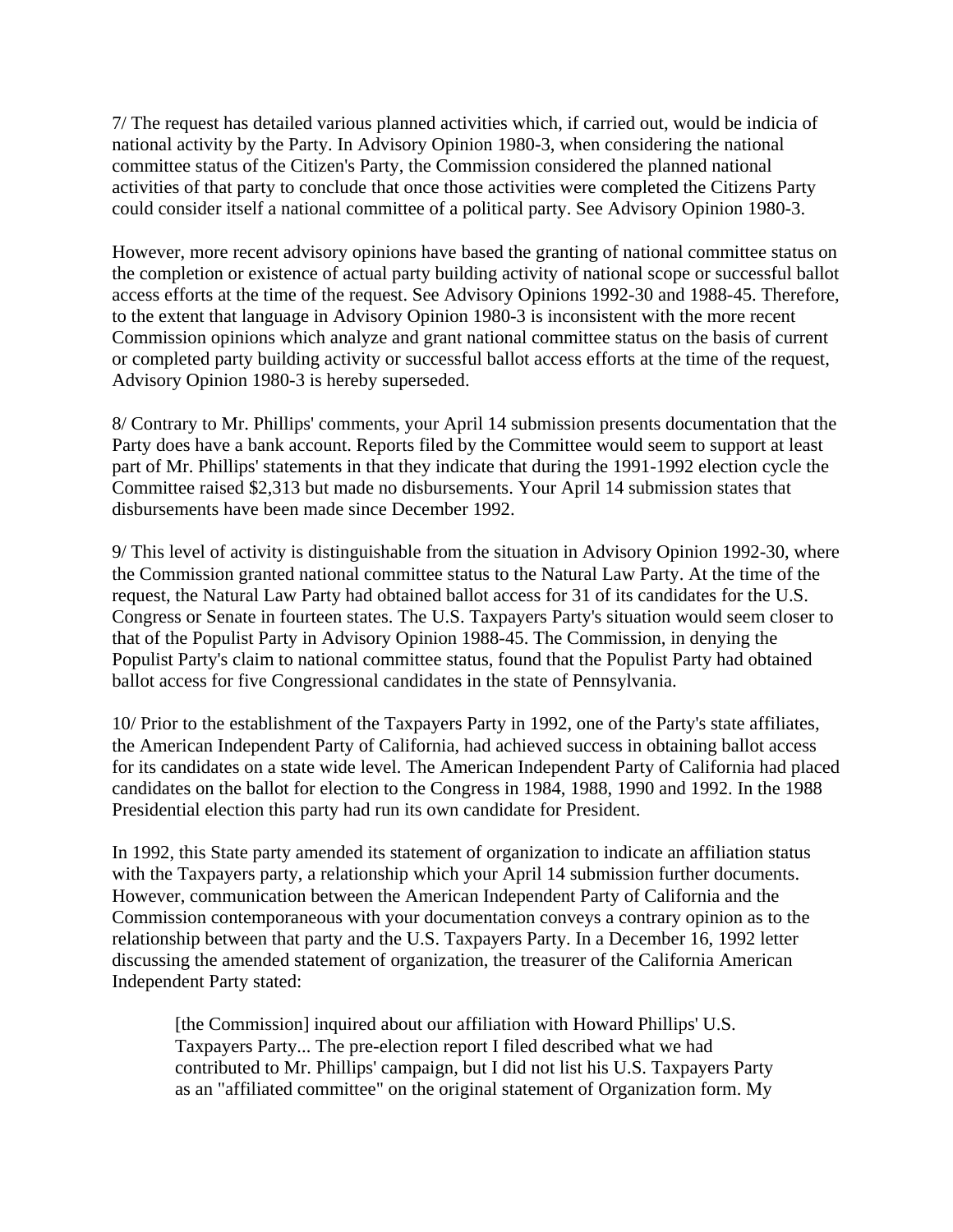7/ The request has detailed various planned activities which, if carried out, would be indicia of national activity by the Party. In Advisory Opinion 1980-3, when considering the national committee status of the Citizen's Party, the Commission considered the planned national activities of that party to conclude that once those activities were completed the Citizens Party could consider itself a national committee of a political party. See Advisory Opinion 1980-3.

However, more recent advisory opinions have based the granting of national committee status on the completion or existence of actual party building activity of national scope or successful ballot access efforts at the time of the request. See Advisory Opinions 1992-30 and 1988-45. Therefore, to the extent that language in Advisory Opinion 1980-3 is inconsistent with the more recent Commission opinions which analyze and grant national committee status on the basis of current or completed party building activity or successful ballot access efforts at the time of the request, Advisory Opinion 1980-3 is hereby superseded.

8/ Contrary to Mr. Phillips' comments, your April 14 submission presents documentation that the Party does have a bank account. Reports filed by the Committee would seem to support at least part of Mr. Phillips' statements in that they indicate that during the 1991-1992 election cycle the Committee raised $2,313 but made no disbursements. Your April 14 submission states that disbursements have been made since December 1992.

9/ This level of activity is distinguishable from the situation in Advisory Opinion 1992-30, where the Commission granted national committee status to the Natural Law Party. At the time of the request, the Natural Law Party had obtained ballot access for 31 of its candidates for the U.S. Congress or Senate in fourteen states. The U.S. Taxpayers Party's situation would seem closer to that of the Populist Party in Advisory Opinion 1988-45. The Commission, in denying the Populist Party's claim to national committee status, found that the Populist Party had obtained ballot access for five Congressional candidates in the state of Pennsylvania.

10/ Prior to the establishment of the Taxpayers Party in 1992, one of the Party's state affiliates, the American Independent Party of California, had achieved success in obtaining ballot access for its candidates on a state wide level. The American Independent Party of California had placed candidates on the ballot for election to the Congress in 1984, 1988, 1990 and 1992. In the 1988 Presidential election this party had run its own candidate for President.

In 1992, this State party amended its statement of organization to indicate an affiliation status with the Taxpayers party, a relationship which your April 14 submission further documents. However, communication between the American Independent Party of California and the Commission contemporaneous with your documentation conveys a contrary opinion as to the relationship between that party and the U.S. Taxpayers Party. In a December 16, 1992 letter discussing the amended statement of organization, the treasurer of the California American Independent Party stated:

> [the Commission] inquired about our affiliation with Howard Phillips' U.S. Taxpayers Party... The pre-election report I filed described what we had contributed to Mr. Phillips' campaign, but I did not list his U.S. Taxpayers Party as an "affiliated committee" on the original statement of Organization form. My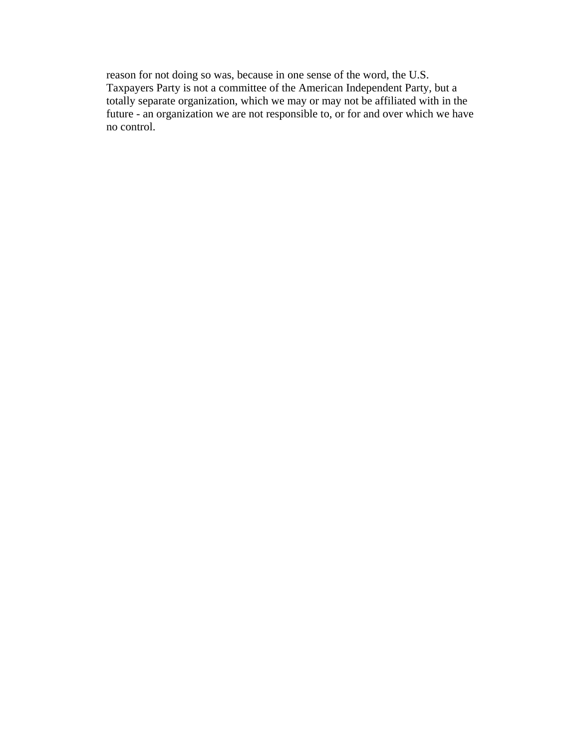reason for not doing so was, because in one sense of the word, the U.S. Taxpayers Party is not a committee of the American Independent Party, but a totally separate organization, which we may or may not be affiliated with in the future - an organization we are not responsible to, or for and over which we have no control.